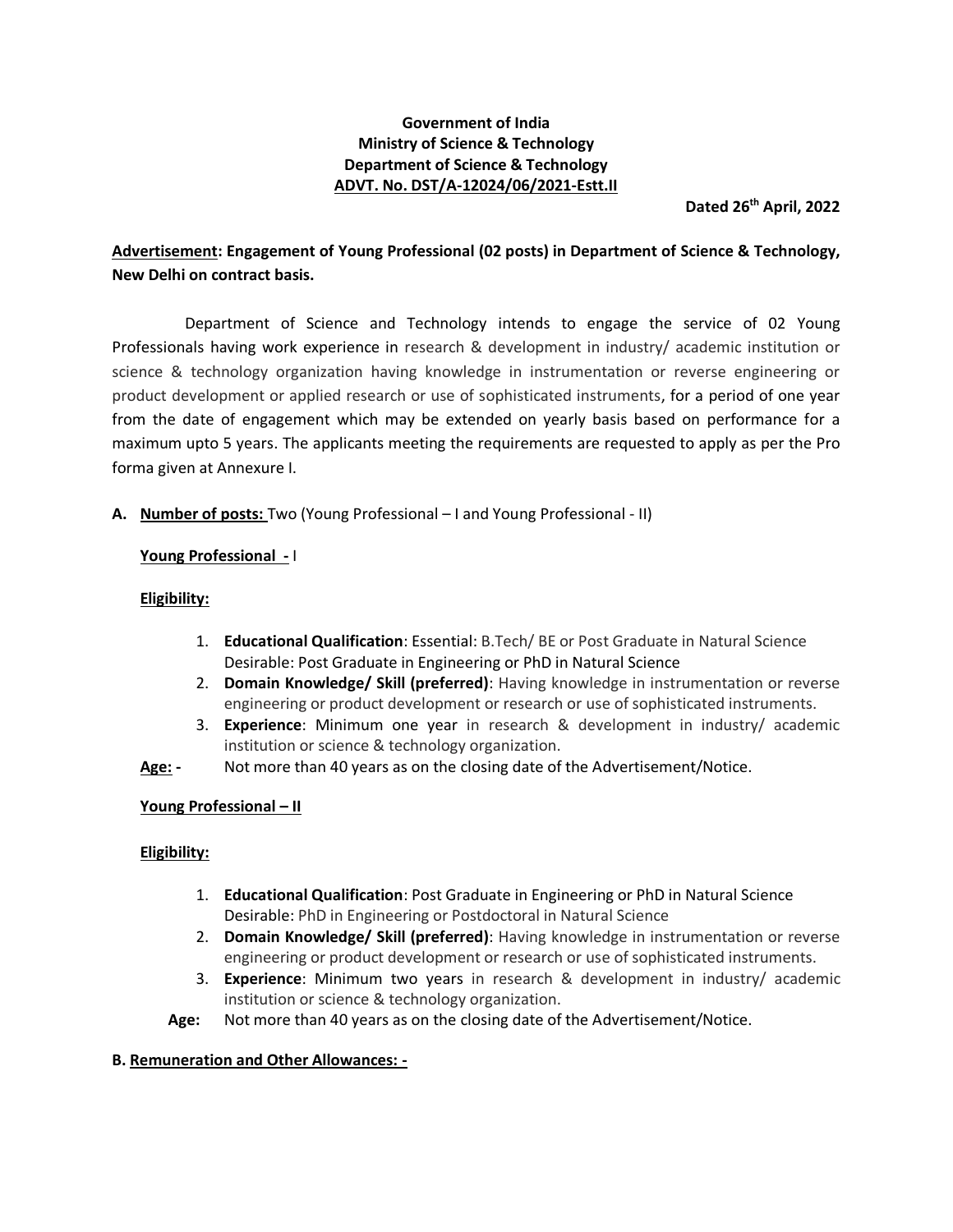**Government of India**
**Ministry of Science & Technology**
**Department of Science & Technology**
**ADVT. No. DST/A-12024/06/2021-Estt.II**

**Dated 26th April, 2022**

**Advertisement: Engagement of Young Professional (02 posts) in Department of Science & Technology, New Delhi on contract basis.**

Department of Science and Technology intends to engage the service of 02 Young Professionals having work experience in research & development in industry/ academic institution or science & technology organization having knowledge in instrumentation or reverse engineering or product development or applied research or use of sophisticated instruments, for a period of one year from the date of engagement which may be extended on yearly basis based on performance for a maximum upto 5 years. The applicants meeting the requirements are requested to apply as per the Pro forma given at Annexure I.

**A. Number of posts:** Two (Young Professional – I and Young Professional - II)

**Young Professional - I**

**Eligibility:**

1. **Educational Qualification**: Essential: B.Tech/ BE or Post Graduate in Natural Science
   Desirable: Post Graduate in Engineering or PhD in Natural Science
2. **Domain Knowledge/ Skill (preferred)**: Having knowledge in instrumentation or reverse engineering or product development or research or use of sophisticated instruments.
3. **Experience**: Minimum one year in research & development in industry/ academic institution or science & technology organization.

**Age: -** Not more than 40 years as on the closing date of the Advertisement/Notice.

**Young Professional – II**

**Eligibility:**

1. **Educational Qualification**: Post Graduate in Engineering or PhD in Natural Science
   Desirable: PhD in Engineering or Postdoctoral in Natural Science
2. **Domain Knowledge/ Skill (preferred)**: Having knowledge in instrumentation or reverse engineering or product development or research or use of sophisticated instruments.
3. **Experience**: Minimum two years in research & development in industry/ academic institution or science & technology organization.

**Age:** Not more than 40 years as on the closing date of the Advertisement/Notice.

**B. Remuneration and Other Allowances: -**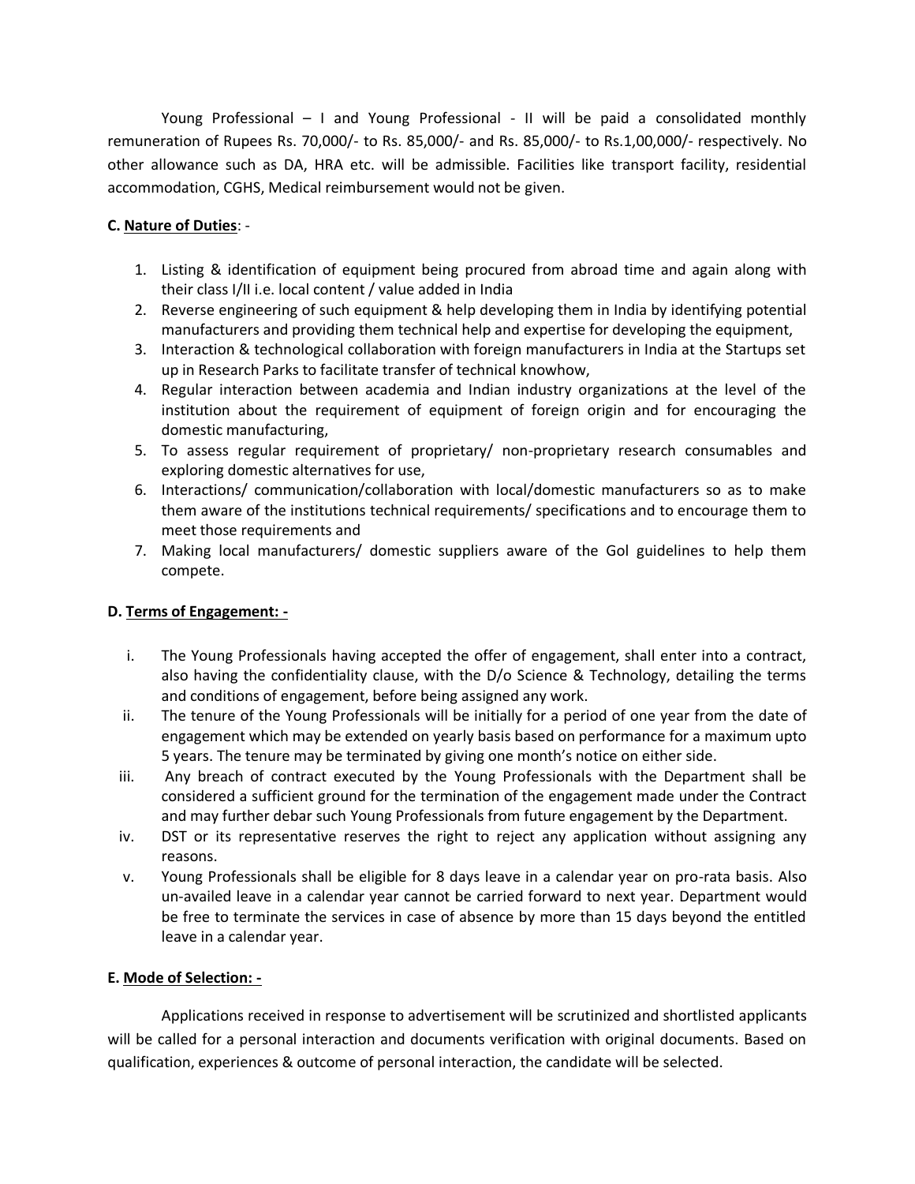Young Professional – I and Young Professional - II will be paid a consolidated monthly remuneration of Rupees Rs. 70,000/- to Rs. 85,000/- and Rs. 85,000/- to Rs.1,00,000/- respectively. No other allowance such as DA, HRA etc. will be admissible. Facilities like transport facility, residential accommodation, CGHS, Medical reimbursement would not be given.

**C. Nature of Duties**: -

1. Listing & identification of equipment being procured from abroad time and again along with their class I/II i.e. local content / value added in India
2. Reverse engineering of such equipment & help developing them in India by identifying potential manufacturers and providing them technical help and expertise for developing the equipment,
3. Interaction & technological collaboration with foreign manufacturers in India at the Startups set up in Research Parks to facilitate transfer of technical knowhow,
4. Regular interaction between academia and Indian industry organizations at the level of the institution about the requirement of equipment of foreign origin and for encouraging the domestic manufacturing,
5. To assess regular requirement of proprietary/ non-proprietary research consumables and exploring domestic alternatives for use,
6. Interactions/ communication/collaboration with local/domestic manufacturers so as to make them aware of the institutions technical requirements/ specifications and to encourage them to meet those requirements and
7. Making local manufacturers/ domestic suppliers aware of the GoI guidelines to help them compete.

**D. Terms of Engagement: -**

i. The Young Professionals having accepted the offer of engagement, shall enter into a contract, also having the confidentiality clause, with the D/o Science & Technology, detailing the terms and conditions of engagement, before being assigned any work.

ii. The tenure of the Young Professionals will be initially for a period of one year from the date of engagement which may be extended on yearly basis based on performance for a maximum upto 5 years. The tenure may be terminated by giving one month's notice on either side.

iii. Any breach of contract executed by the Young Professionals with the Department shall be considered a sufficient ground for the termination of the engagement made under the Contract and may further debar such Young Professionals from future engagement by the Department.

iv. DST or its representative reserves the right to reject any application without assigning any reasons.

v. Young Professionals shall be eligible for 8 days leave in a calendar year on pro-rata basis. Also un-availed leave in a calendar year cannot be carried forward to next year. Department would be free to terminate the services in case of absence by more than 15 days beyond the entitled leave in a calendar year.

**E. Mode of Selection: -**

Applications received in response to advertisement will be scrutinized and shortlisted applicants will be called for a personal interaction and documents verification with original documents. Based on qualification, experiences & outcome of personal interaction, the candidate will be selected.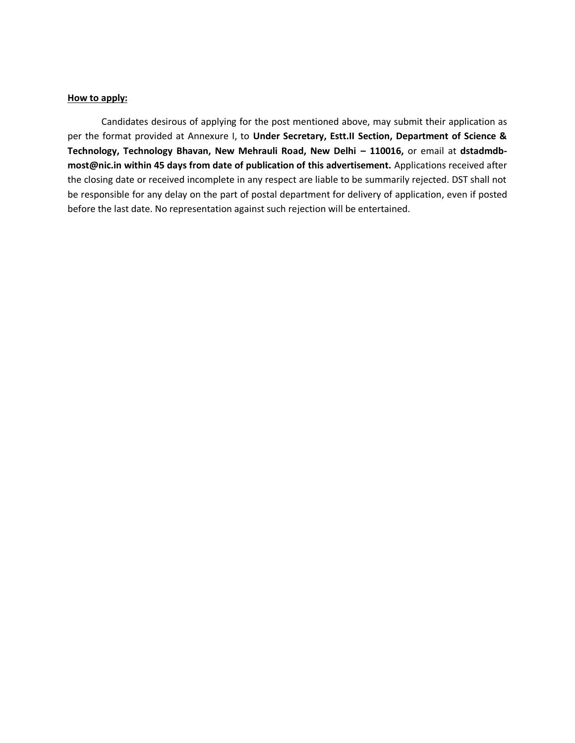**How to apply:**

Candidates desirous of applying for the post mentioned above, may submit their application as per the format provided at Annexure I, to **Under Secretary, Estt.II Section, Department of Science & Technology, Technology Bhavan, New Mehrauli Road, New Delhi – 110016,** or email at **dstadmdb-most@nic.in within 45 days from date of publication of this advertisement.** Applications received after the closing date or received incomplete in any respect are liable to be summarily rejected. DST shall not be responsible for any delay on the part of postal department for delivery of application, even if posted before the last date. No representation against such rejection will be entertained.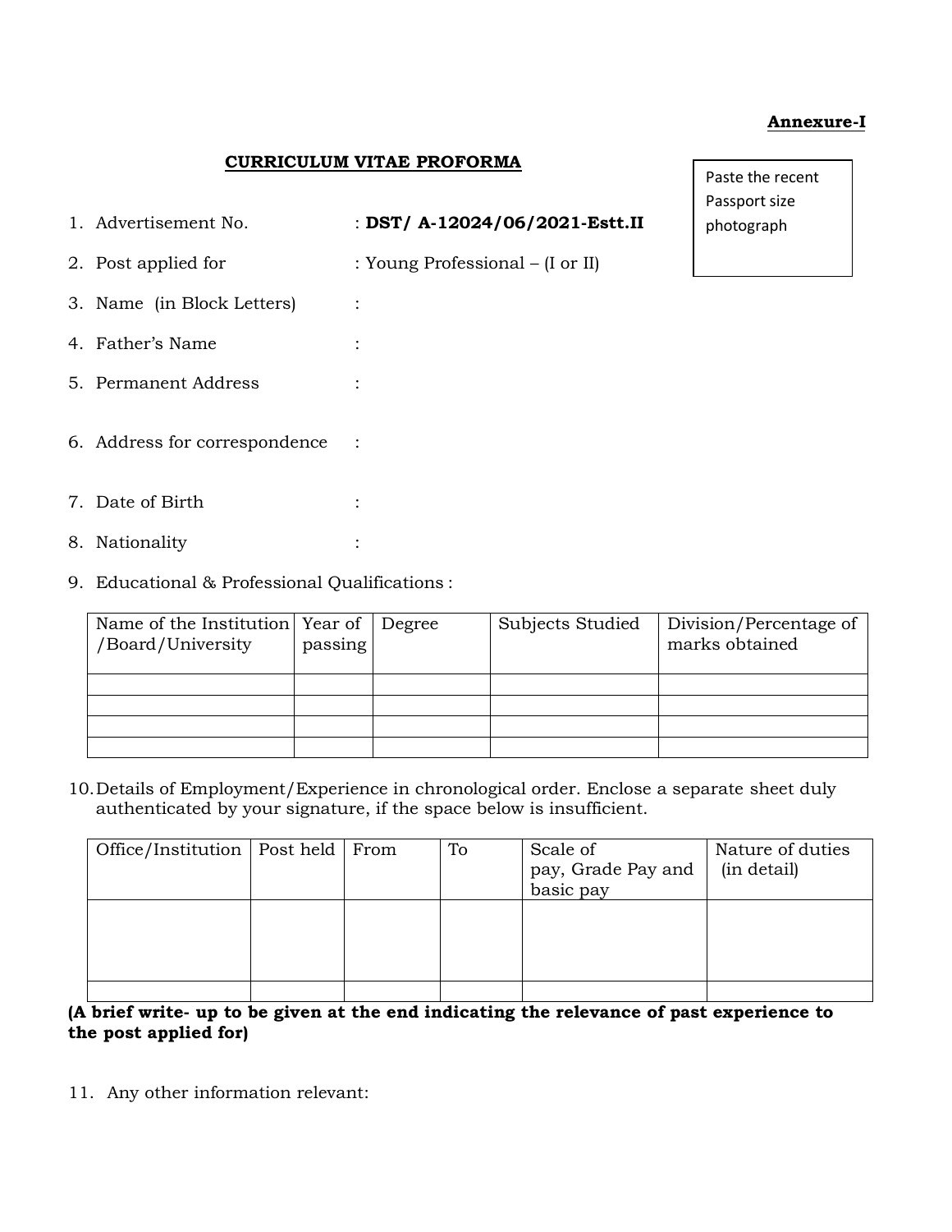**Annexure-I**

**CURRICULUM VITAE PROFORMA**

Paste the recent Passport size photograph

1. Advertisement No. : **DST/ A-12024/06/2021-Estt.II**
2. Post applied for : Young Professional – (I or II)
3. Name (in Block Letters) :
4. Father's Name :
5. Permanent Address :
6. Address for correspondence :
7. Date of Birth :
8. Nationality :
9. Educational & Professional Qualifications :

| Name of the Institution /Board/University | Year of passing | Degree | Subjects Studied | Division/Percentage of marks obtained |
|---|---|---|---|---|
| | | | | |
| | | | | |
| | | | | |
| | | | | |

10. Details of Employment/Experience in chronological order. Enclose a separate sheet duly authenticated by your signature, if the space below is insufficient.

| Office/Institution | Post held | From | To | Scale of pay, Grade Pay and basic pay | Nature of duties (in detail) |
|---|---|---|---|---|---|
| | | | | | |
| | | | | | |

**(A brief write- up to be given at the end indicating the relevance of past experience to the post applied for)**

11. Any other information relevant: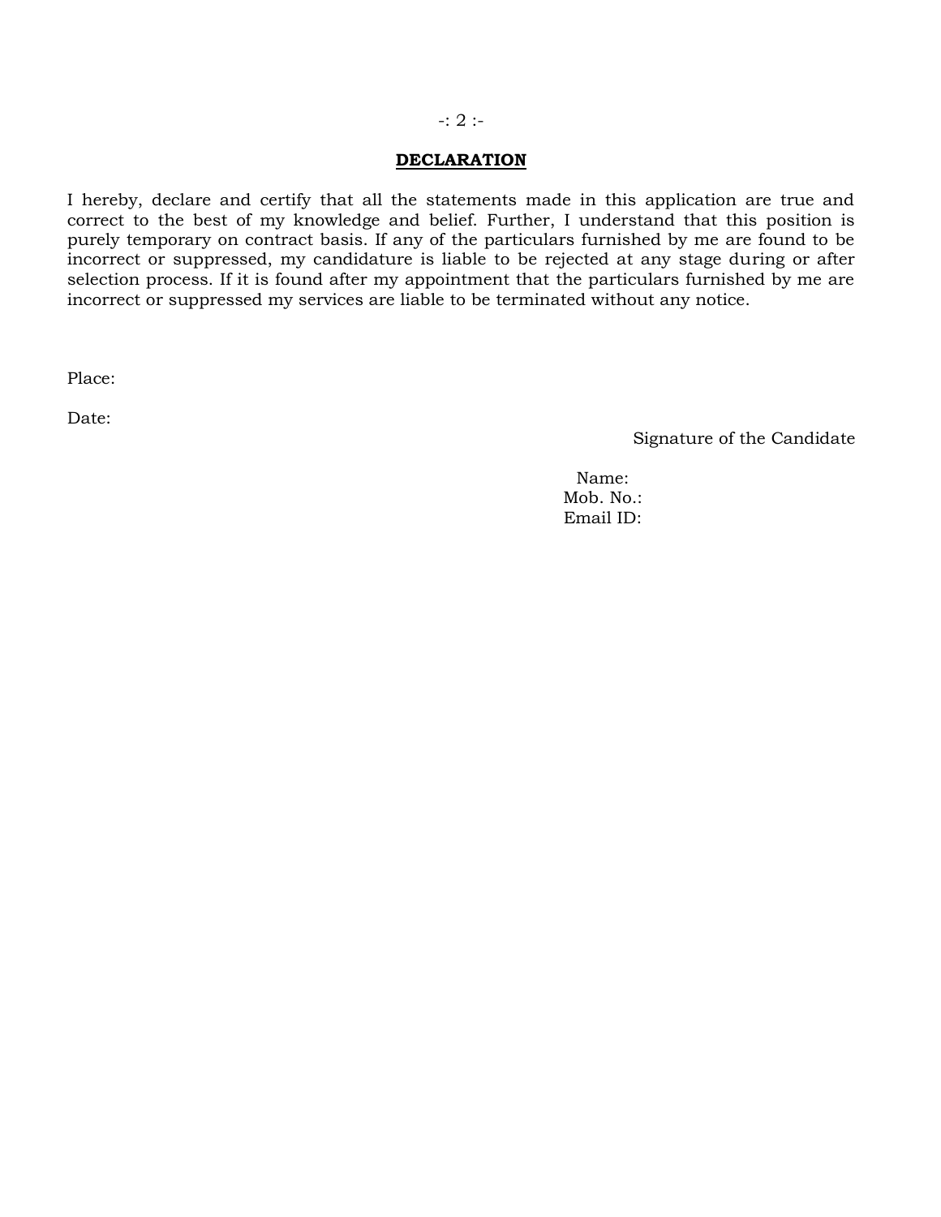## DECLARATION

I hereby, declare and certify that all the statements made in this application are true and correct to the best of my knowledge and belief. Further, I understand that this position is purely temporary on contract basis. If any of the particulars furnished by me are found to be incorrect or suppressed, my candidature is liable to be rejected at any stage during or after selection process. If it is found after my appointment that the particulars furnished by me are incorrect or suppressed my services are liable to be terminated without any notice.

Place:

Date:

Signature of the Candidate

Name:

Mob. No.:

Email ID: